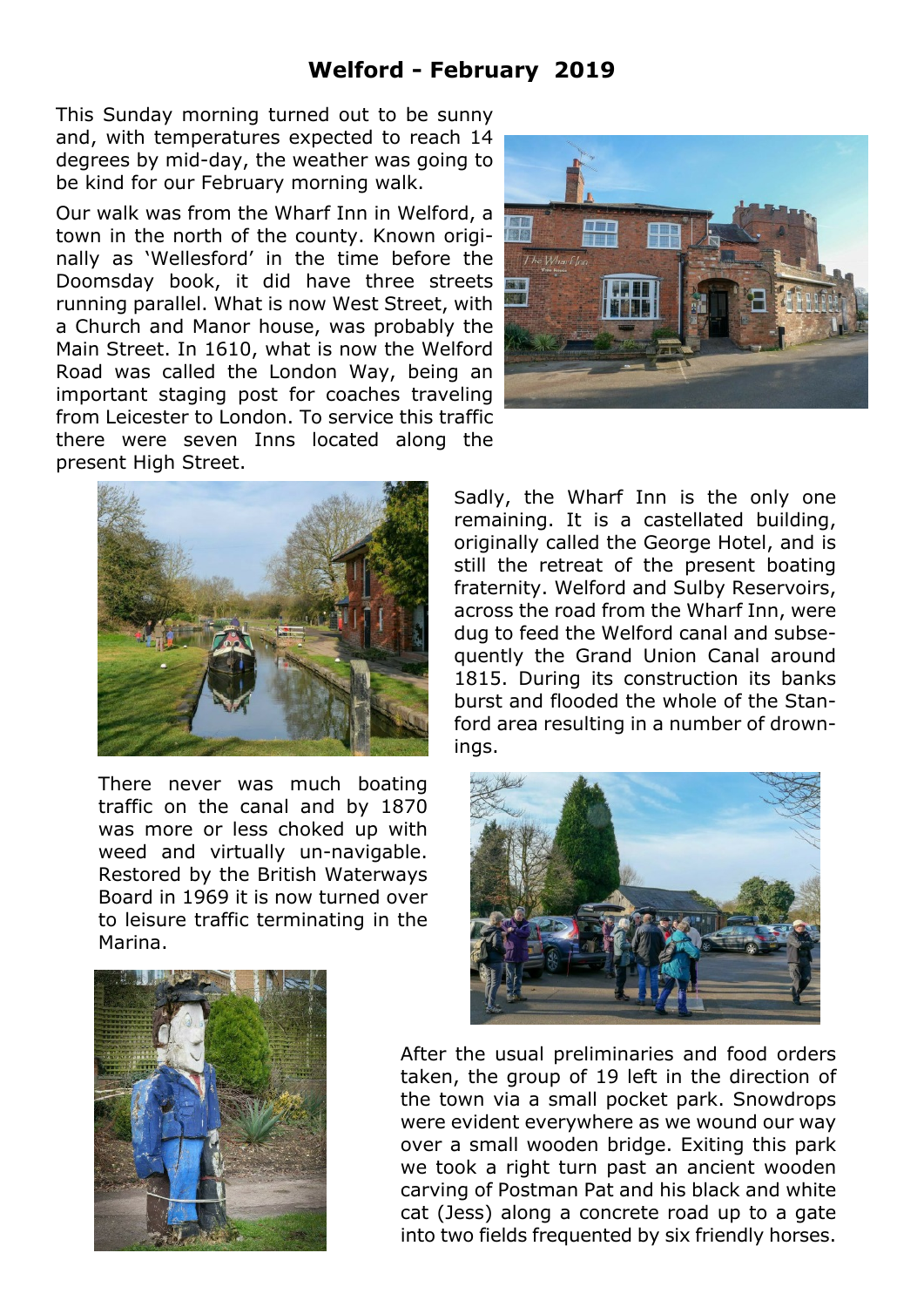# Welford - February 2019

This Sunday morning turned out to be sunny and, with temperatures expected to reach 14 degrees by mid-day, the weather was going to be kind for our February morning walk.

Our walk was from the Wharf Inn in Welford, a town in the north of the county. Known originally as 'Wellesford' in the time before the Doomsday book, it did have three streets running parallel. What is now West Street, with a Church and Manor house, was probably the Main Street. In 1610, what is now the Welford Road was called the London Way, being an important staging post for coaches traveling from Leicester to London. To service this traffic there were seven Inns located along the present High Street.

Sadly, the Wharf Inn is the only one remaining. It is a castellated building, originally called the George Hotel, and is still the retreat of the present boating fraternity. Welford and Sulby Reservoirs, across the road from the Wharf Inn, were dug to feed the Welford canal and subsequently the Grand Union Canal around 1815. During its construction its banks burst and flooded the whole of the Stanford area resulting in a number of drownings.

There never was much boating traffic on the canal and by 1870 was more or less choked up with weed and virtually un-navigable. Restored by the British Waterways Board in 1969 it is now turned over to leisure traffic terminating in the Marina.

After the usual preliminaries and food orders taken, the group of 19 left in the direction of the town via a small pocket park. Snowdrops were evident everywhere as we wound our way over a small wooden bridge. Exiting this park we took a right turn past an ancient wooden carving of Postman Pat and his black and white cat (Jess) along a concrete road up to a gate into two fields frequented by six friendly horses.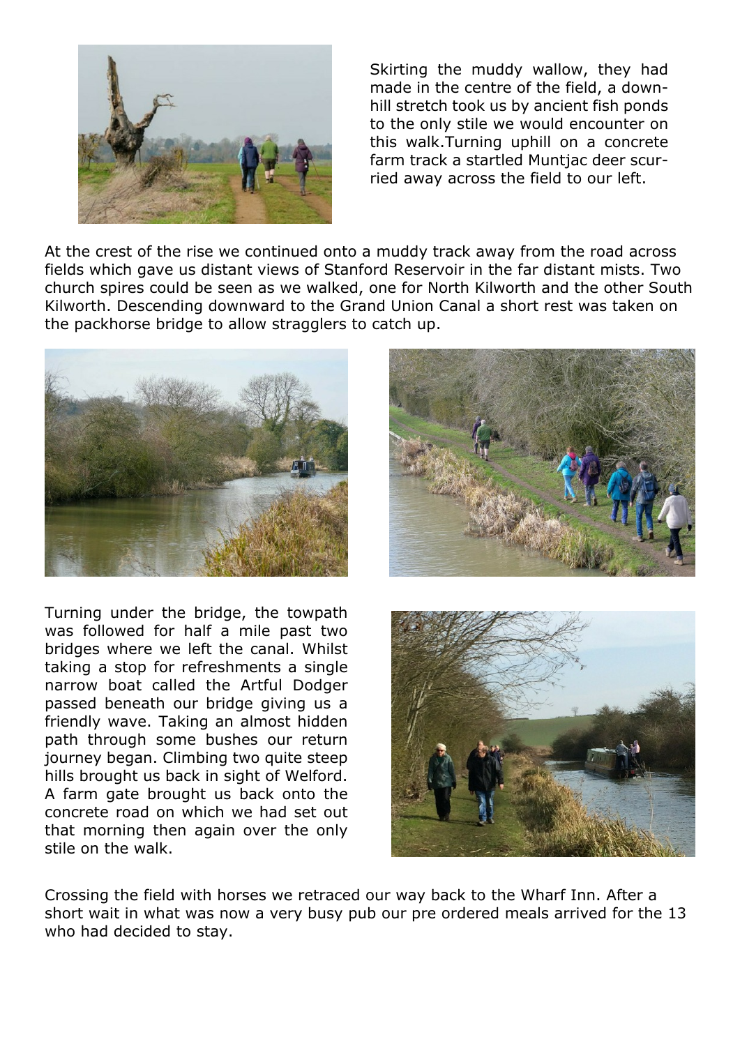Skirting the muddy wallow, they had made in the centre of the field, a downhill stretch took us by ancient fish ponds to the only stile we would encounter on this walk.Turning uphill on a concrete farm track a startled Muntjac deer scurried away across the field to our left.

At the crest of the rise we continued onto a muddy track away from the road across fields which gave us distant views of Stanford Reservoir in the far distant mists. Two church spires could be seen as we walked, one for North Kilworth and the other South Kilworth. Descending downward to the Grand Union Canal a short rest was taken on the packhorse bridge to allow stragglers to catch up.

Turning under the bridge, the towpath was followed for half a mile past two bridges where we left the canal. Whilst taking a stop for refreshments a single narrow boat called the Artful Dodger passed beneath our bridge giving us a friendly wave. Taking an almost hidden path through some bushes our return journey began. Climbing two quite steep hills brought us back in sight of Welford. A farm gate brought us back onto the concrete road on which we had set out that morning then again over the only stile on the walk.

Crossing the field with horses we retraced our way back to the Wharf Inn. After a short wait in what was now a very busy pub our pre ordered meals arrived for the 13 who had decided to stay.